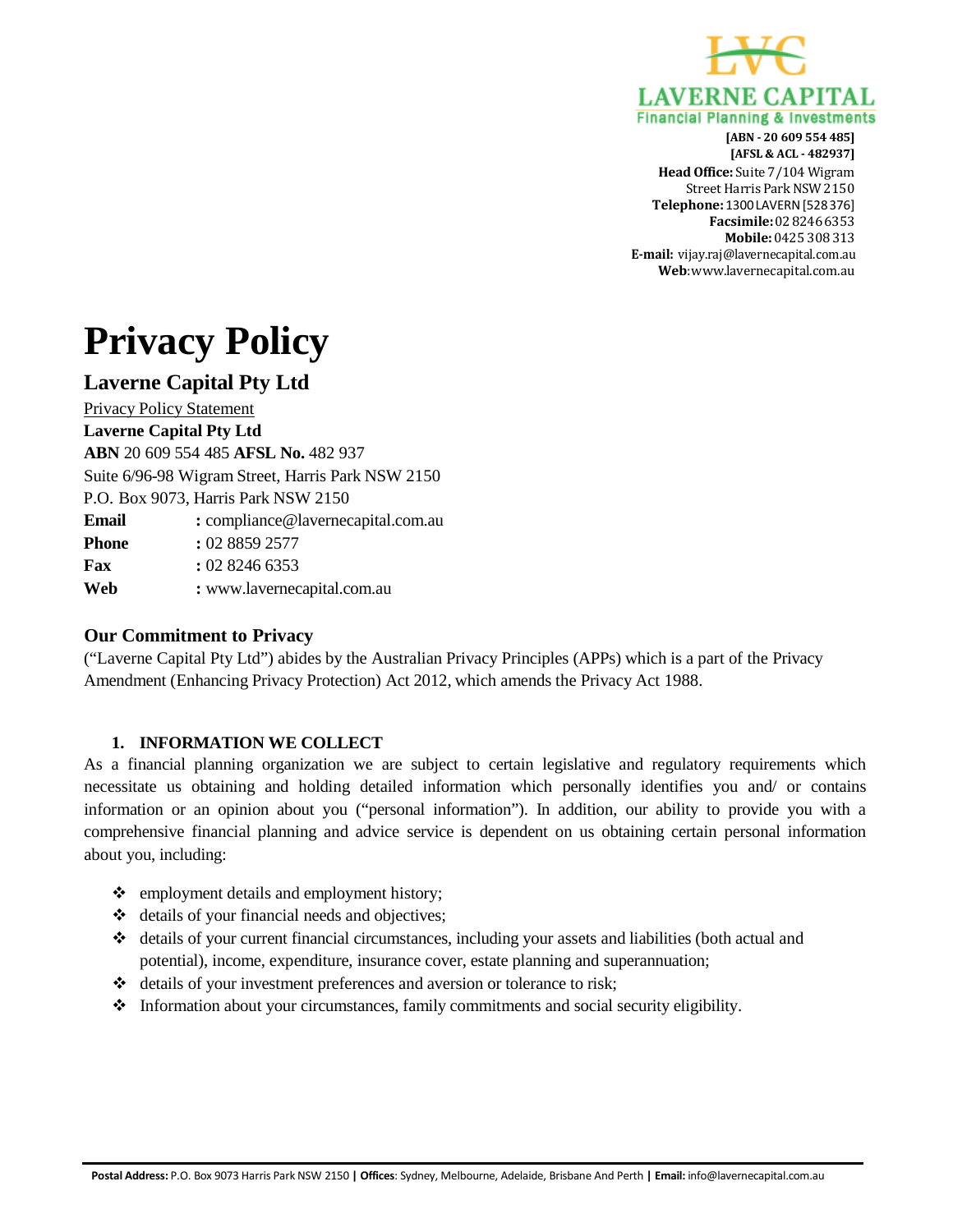LAVERNE CAPITAL
Financial Planning & Investments

**[ABN - 20 609 554 485]**
**[AFSL & ACL - 482937]**
**Head Office:** Suite 7/104 Wigram Street Harris Park NSW 2150
**Telephone:** 1300 LAVERN [528 376]
**Facsimile:** 02 8246 6353
**Mobile:** 0425 308 313
**E-mail:** vijay.raj@lavernecapital.com.au
**Web**:www.lavernecapital.com.au

# Privacy Policy

## Laverne Capital Pty Ltd

Privacy Policy Statement
**Laverne Capital Pty Ltd**
**ABN** 20 609 554 485 **AFSL No.** 482 937
Suite 6/96-98 Wigram Street, Harris Park NSW 2150
P.O. Box 9073, Harris Park NSW 2150

**Email** : compliance@lavernecapital.com.au
**Phone** : 02 8859 2577
**Fax** : 02 8246 6353
**Web** : www.lavernecapital.com.au

### Our Commitment to Privacy

("Laverne Capital Pty Ltd") abides by the Australian Privacy Principles (APPs) which is a part of the Privacy Amendment (Enhancing Privacy Protection) Act 2012, which amends the Privacy Act 1988.

#### 1. INFORMATION WE COLLECT

As a financial planning organization we are subject to certain legislative and regulatory requirements which necessitate us obtaining and holding detailed information which personally identifies you and/ or contains information or an opinion about you ("personal information"). In addition, our ability to provide you with a comprehensive financial planning and advice service is dependent on us obtaining certain personal information about you, including:

- employment details and employment history;
- details of your financial needs and objectives;
- details of your current financial circumstances, including your assets and liabilities (both actual and potential), income, expenditure, insurance cover, estate planning and superannuation;
- details of your investment preferences and aversion or tolerance to risk;
- Information about your circumstances, family commitments and social security eligibility.

**Postal Address:** P.O. Box 9073 Harris Park NSW 2150 | **Offices**: Sydney, Melbourne, Adelaide, Brisbane And Perth | **Email:** info@lavernecapital.com.au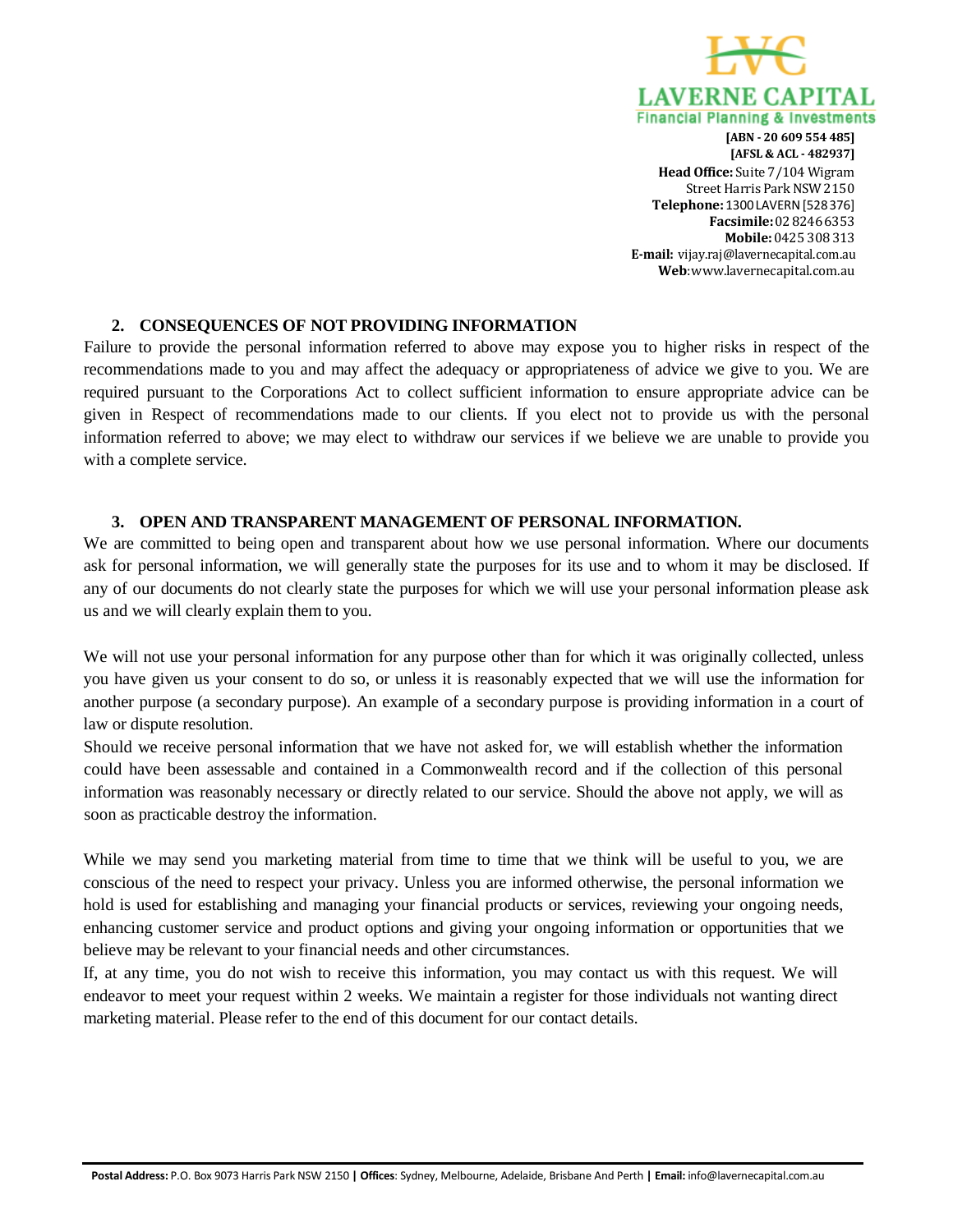## 2. CONSEQUENCES OF NOT PROVIDING INFORMATION

Failure to provide the personal information referred to above may expose you to higher risks in respect of the recommendations made to you and may affect the adequacy or appropriateness of advice we give to you. We are required pursuant to the Corporations Act to collect sufficient information to ensure appropriate advice can be given in Respect of recommendations made to our clients. If you elect not to provide us with the personal information referred to above; we may elect to withdraw our services if we believe we are unable to provide you with a complete service.

## 3. OPEN AND TRANSPARENT MANAGEMENT OF PERSONAL INFORMATION.

We are committed to being open and transparent about how we use personal information. Where our documents ask for personal information, we will generally state the purposes for its use and to whom it may be disclosed. If any of our documents do not clearly state the purposes for which we will use your personal information please ask us and we will clearly explain them to you.

We will not use your personal information for any purpose other than for which it was originally collected, unless you have given us your consent to do so, or unless it is reasonably expected that we will use the information for another purpose (a secondary purpose). An example of a secondary purpose is providing information in a court of law or dispute resolution.

Should we receive personal information that we have not asked for, we will establish whether the information could have been assessable and contained in a Commonwealth record and if the collection of this personal information was reasonably necessary or directly related to our service. Should the above not apply, we will as soon as practicable destroy the information.

While we may send you marketing material from time to time that we think will be useful to you, we are conscious of the need to respect your privacy. Unless you are informed otherwise, the personal information we hold is used for establishing and managing your financial products or services, reviewing your ongoing needs, enhancing customer service and product options and giving your ongoing information or opportunities that we believe may be relevant to your financial needs and other circumstances.

If, at any time, you do not wish to receive this information, you may contact us with this request. We will endeavor to meet your request within 2 weeks. We maintain a register for those individuals not wanting direct marketing material. Please refer to the end of this document for our contact details.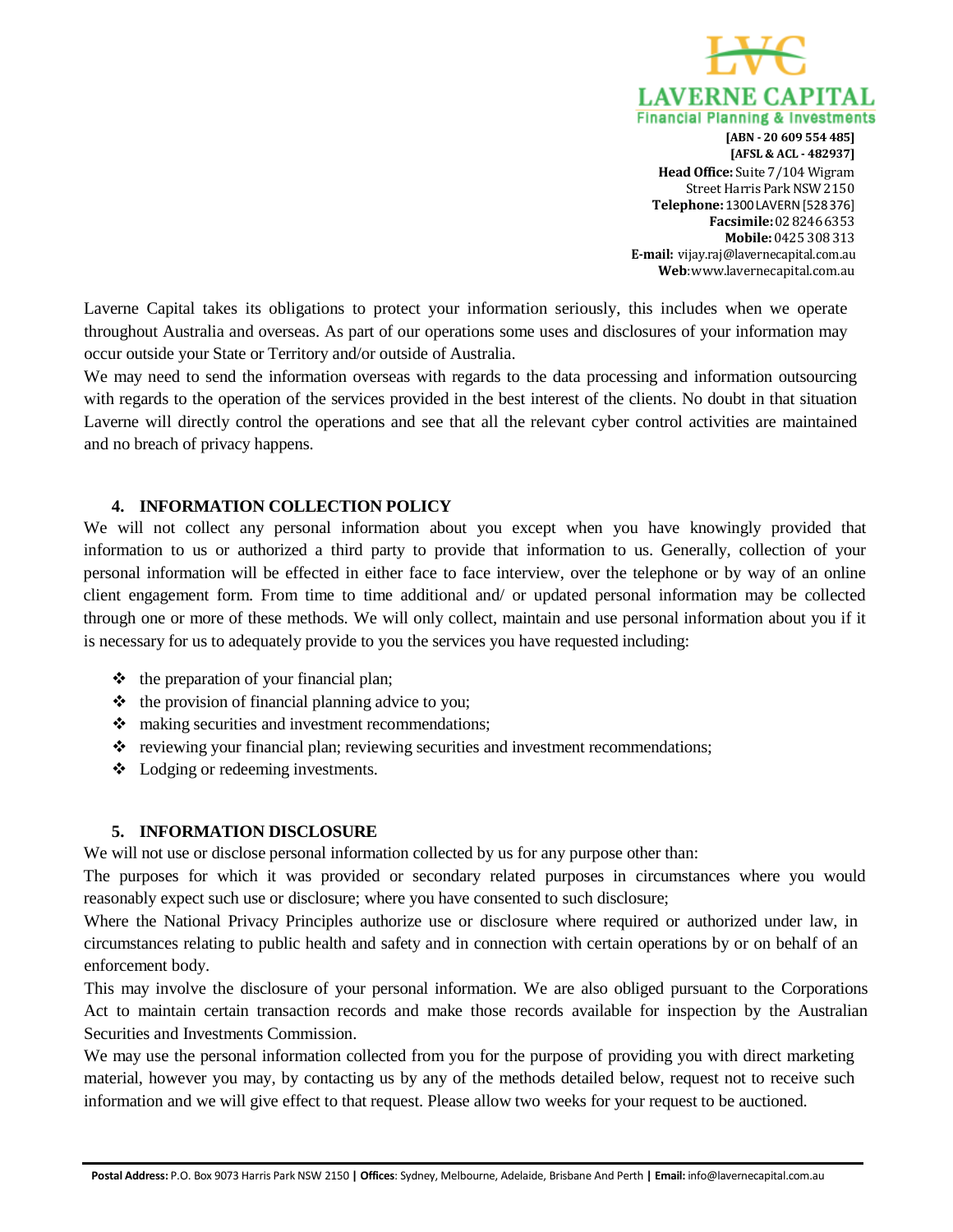Laverne Capital takes its obligations to protect your information seriously, this includes when we operate throughout Australia and overseas. As part of our operations some uses and disclosures of your information may occur outside your State or Territory and/or outside of Australia.

We may need to send the information overseas with regards to the data processing and information outsourcing with regards to the operation of the services provided in the best interest of the clients. No doubt in that situation Laverne will directly control the operations and see that all the relevant cyber control activities are maintained and no breach of privacy happens.

## 4. INFORMATION COLLECTION POLICY

We will not collect any personal information about you except when you have knowingly provided that information to us or authorized a third party to provide that information to us. Generally, collection of your personal information will be effected in either face to face interview, over the telephone or by way of an online client engagement form. From time to time additional and/ or updated personal information may be collected through one or more of these methods. We will only collect, maintain and use personal information about you if it is necessary for us to adequately provide to you the services you have requested including:

- the preparation of your financial plan;
- the provision of financial planning advice to you;
- making securities and investment recommendations;
- reviewing your financial plan; reviewing securities and investment recommendations;
- Lodging or redeeming investments.

## 5. INFORMATION DISCLOSURE

We will not use or disclose personal information collected by us for any purpose other than:

The purposes for which it was provided or secondary related purposes in circumstances where you would reasonably expect such use or disclosure; where you have consented to such disclosure;

Where the National Privacy Principles authorize use or disclosure where required or authorized under law, in circumstances relating to public health and safety and in connection with certain operations by or on behalf of an enforcement body.

This may involve the disclosure of your personal information. We are also obliged pursuant to the Corporations Act to maintain certain transaction records and make those records available for inspection by the Australian Securities and Investments Commission.

We may use the personal information collected from you for the purpose of providing you with direct marketing material, however you may, by contacting us by any of the methods detailed below, request not to receive such information and we will give effect to that request. Please allow two weeks for your request to be auctioned.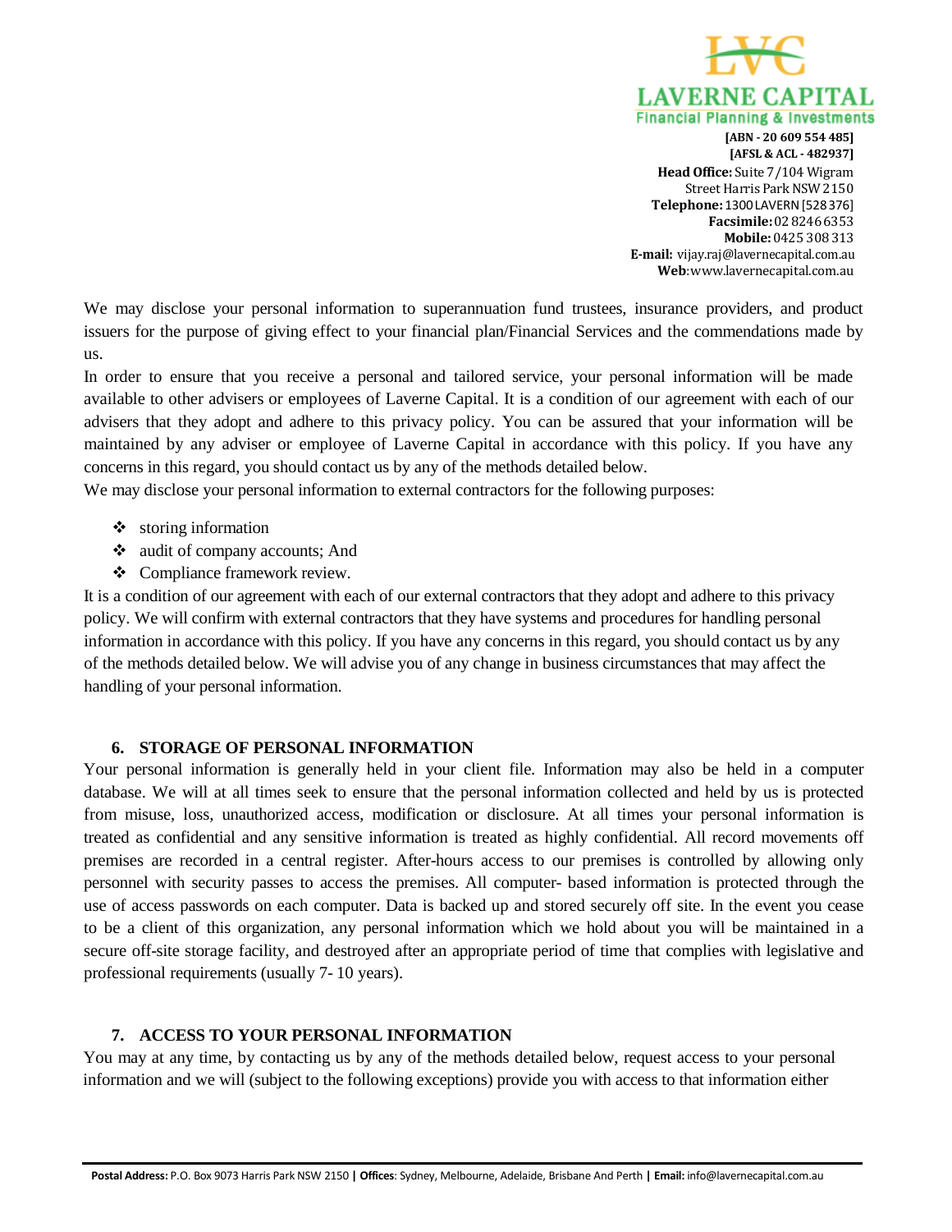We may disclose your personal information to superannuation fund trustees, insurance providers, and product issuers for the purpose of giving effect to your financial plan/Financial Services and the commendations made by us.

In order to ensure that you receive a personal and tailored service, your personal information will be made available to other advisers or employees of Laverne Capital. It is a condition of our agreement with each of our advisers that they adopt and adhere to this privacy policy. You can be assured that your information will be maintained by any adviser or employee of Laverne Capital in accordance with this policy. If you have any concerns in this regard, you should contact us by any of the methods detailed below.

We may disclose your personal information to external contractors for the following purposes:

- storing information
- audit of company accounts; And
- Compliance framework review.

It is a condition of our agreement with each of our external contractors that they adopt and adhere to this privacy policy. We will confirm with external contractors that they have systems and procedures for handling personal information in accordance with this policy. If you have any concerns in this regard, you should contact us by any of the methods detailed below. We will advise you of any change in business circumstances that may affect the handling of your personal information.

## 6. STORAGE OF PERSONAL INFORMATION

Your personal information is generally held in your client file. Information may also be held in a computer database. We will at all times seek to ensure that the personal information collected and held by us is protected from misuse, loss, unauthorized access, modification or disclosure. At all times your personal information is treated as confidential and any sensitive information is treated as highly confidential. All record movements off premises are recorded in a central register. After-hours access to our premises is controlled by allowing only personnel with security passes to access the premises. All computer- based information is protected through the use of access passwords on each computer. Data is backed up and stored securely off site. In the event you cease to be a client of this organization, any personal information which we hold about you will be maintained in a secure off-site storage facility, and destroyed after an appropriate period of time that complies with legislative and professional requirements (usually 7- 10 years).

## 7. ACCESS TO YOUR PERSONAL INFORMATION

You may at any time, by contacting us by any of the methods detailed below, request access to your personal information and we will (subject to the following exceptions) provide you with access to that information either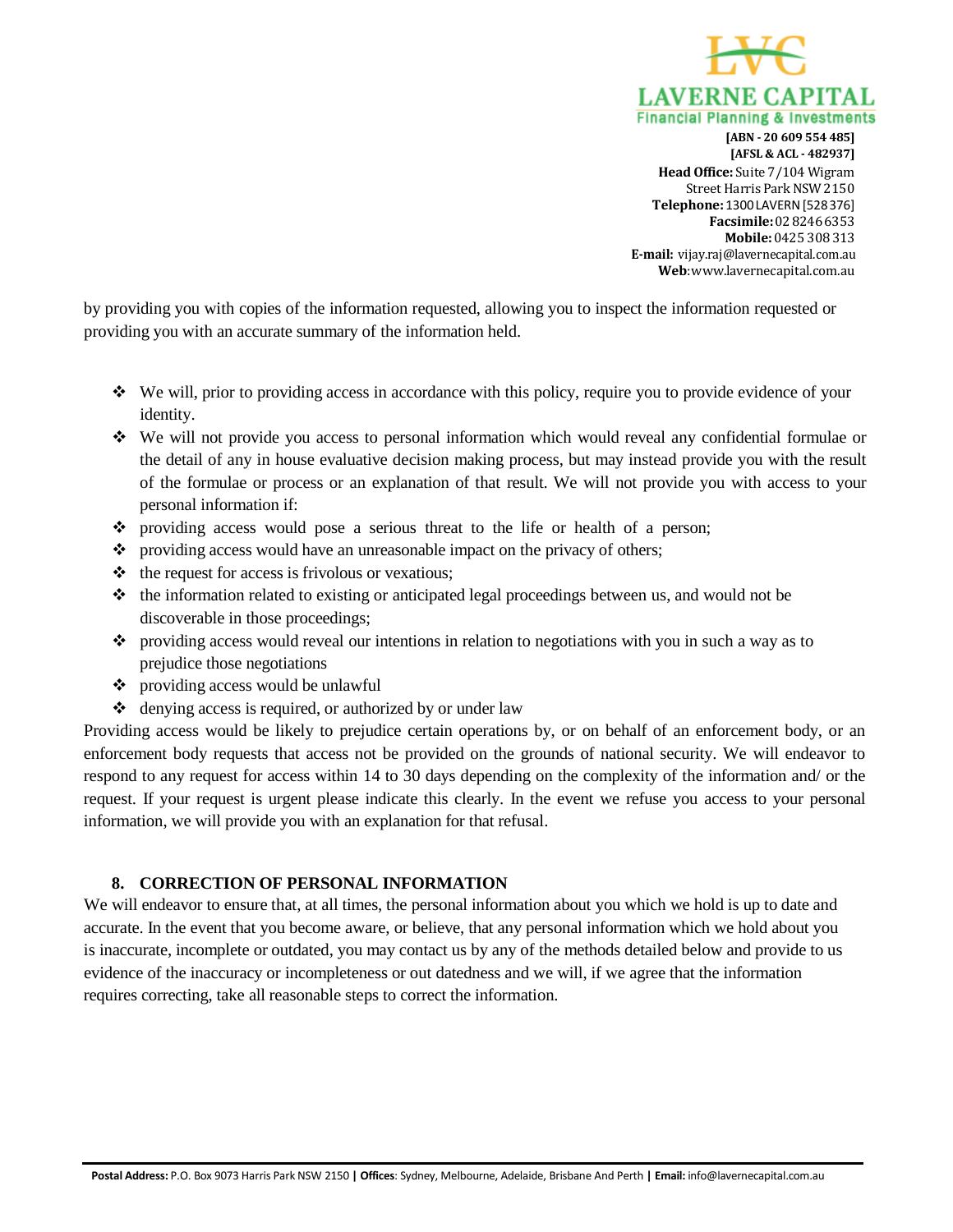by providing you with copies of the information requested, allowing you to inspect the information requested or providing you with an accurate summary of the information held.

- We will, prior to providing access in accordance with this policy, require you to provide evidence of your identity.
- We will not provide you access to personal information which would reveal any confidential formulae or the detail of any in house evaluative decision making process, but may instead provide you with the result of the formulae or process or an explanation of that result. We will not provide you with access to your personal information if:
- providing access would pose a serious threat to the life or health of a person;
- providing access would have an unreasonable impact on the privacy of others;
- the request for access is frivolous or vexatious;
- the information related to existing or anticipated legal proceedings between us, and would not be discoverable in those proceedings;
- providing access would reveal our intentions in relation to negotiations with you in such a way as to prejudice those negotiations
- providing access would be unlawful
- denying access is required, or authorized by or under law

Providing access would be likely to prejudice certain operations by, or on behalf of an enforcement body, or an enforcement body requests that access not be provided on the grounds of national security. We will endeavor to respond to any request for access within 14 to 30 days depending on the complexity of the information and/ or the request. If your request is urgent please indicate this clearly. In the event we refuse you access to your personal information, we will provide you with an explanation for that refusal.

## 8. CORRECTION OF PERSONAL INFORMATION

We will endeavor to ensure that, at all times, the personal information about you which we hold is up to date and accurate. In the event that you become aware, or believe, that any personal information which we hold about you is inaccurate, incomplete or outdated, you may contact us by any of the methods detailed below and provide to us evidence of the inaccuracy or incompleteness or out datedness and we will, if we agree that the information requires correcting, take all reasonable steps to correct the information.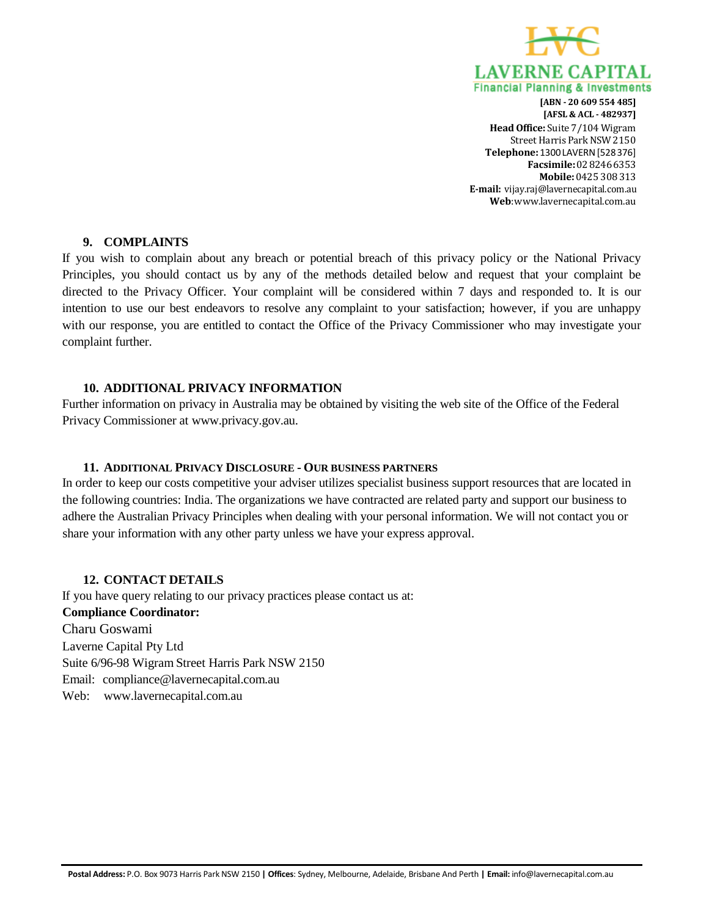## 9. COMPLAINTS

If you wish to complain about any breach or potential breach of this privacy policy or the National Privacy Principles, you should contact us by any of the methods detailed below and request that your complaint be directed to the Privacy Officer. Your complaint will be considered within 7 days and responded to. It is our intention to use our best endeavors to resolve any complaint to your satisfaction; however, if you are unhappy with our response, you are entitled to contact the Office of the Privacy Commissioner who may investigate your complaint further.

## 10. ADDITIONAL PRIVACY INFORMATION

Further information on privacy in Australia may be obtained by visiting the web site of the Office of the Federal Privacy Commissioner at www.privacy.gov.au.

## 11. ADDITIONAL PRIVACY DISCLOSURE - OUR BUSINESS PARTNERS

In order to keep our costs competitive your adviser utilizes specialist business support resources that are located in the following countries: India. The organizations we have contracted are related party and support our business to adhere the Australian Privacy Principles when dealing with your personal information. We will not contact you or share your information with any other party unless we have your express approval.

## 12. CONTACT DETAILS

If you have query relating to our privacy practices please contact us at:

**Compliance Coordinator:**

Charu Goswami

Laverne Capital Pty Ltd

Suite 6/96-98 Wigram Street Harris Park NSW 2150

Email: compliance@lavernecapital.com.au

Web: www.lavernecapital.com.au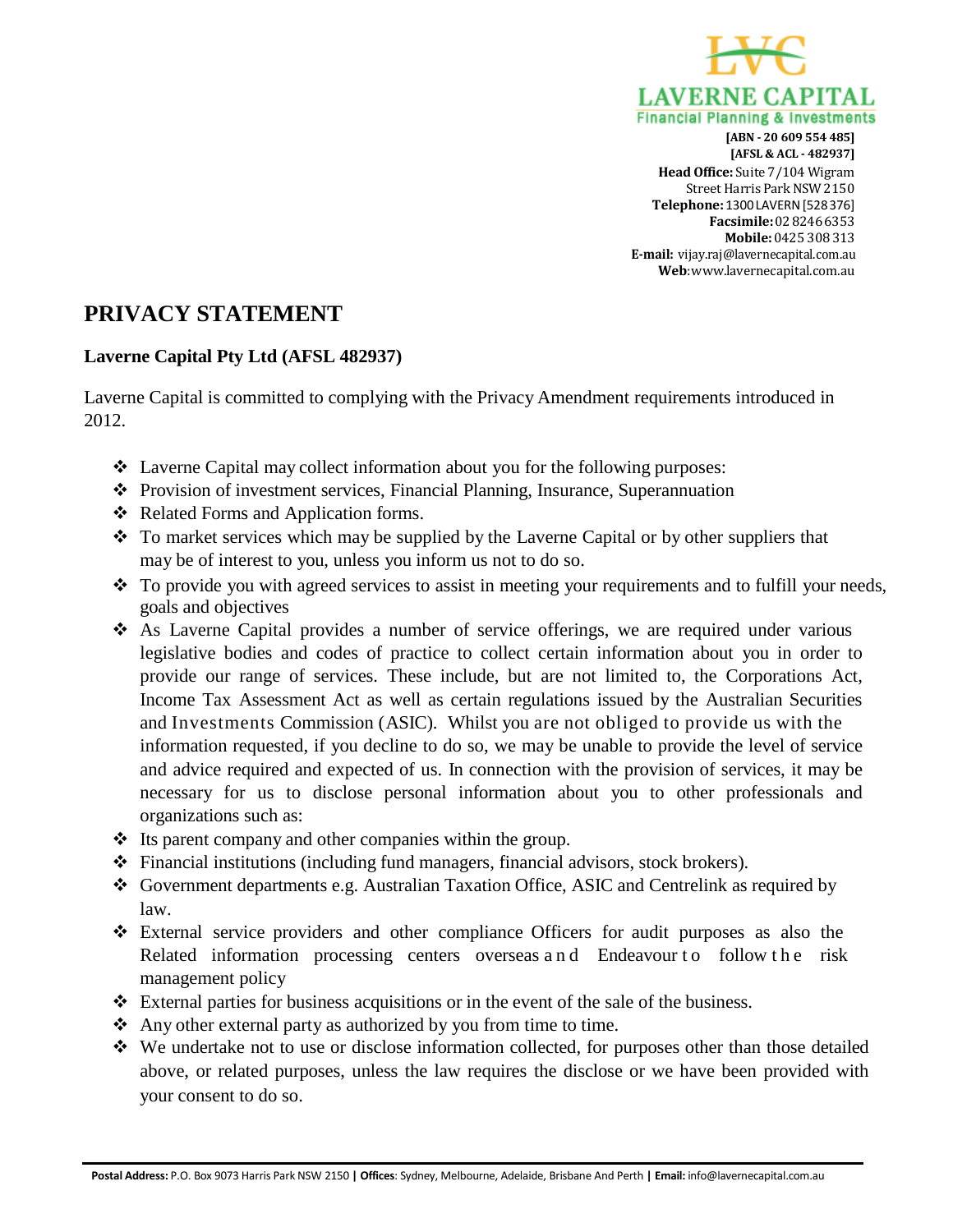LAVERNE CAPITAL
Financial Planning & Investments

[ABN - 20 609 554 485]
[AFSL & ACL - 482937]
**Head Office:** Suite 7/104 Wigram Street Harris Park NSW 2150
**Telephone:** 1300 LAVERN [528 376]
**Facsimile:** 02 8246 6353
**Mobile:** 0425 308 313
**E-mail:** vijay.raj@lavernecapital.com.au
**Web**:www.lavernecapital.com.au

# PRIVACY STATEMENT

**Laverne Capital Pty Ltd (AFSL 482937)**

Laverne Capital is committed to complying with the Privacy Amendment requirements introduced in 2012.

- Laverne Capital may collect information about you for the following purposes:
- Provision of investment services, Financial Planning, Insurance, Superannuation
- Related Forms and Application forms.
- To market services which may be supplied by the Laverne Capital or by other suppliers that may be of interest to you, unless you inform us not to do so.
- To provide you with agreed services to assist in meeting your requirements and to fulfill your needs, goals and objectives
- As Laverne Capital provides a number of service offerings, we are required under various legislative bodies and codes of practice to collect certain information about you in order to provide our range of services. These include, but are not limited to, the Corporations Act, Income Tax Assessment Act as well as certain regulations issued by the Australian Securities and Investments Commission (ASIC). Whilst you are not obliged to provide us with the information requested, if you decline to do so, we may be unable to provide the level of service and advice required and expected of us. In connection with the provision of services, it may be necessary for us to disclose personal information about you to other professionals and organizations such as:
- Its parent company and other companies within the group.
- Financial institutions (including fund managers, financial advisors, stock brokers).
- Government departments e.g. Australian Taxation Office, ASIC and Centrelink as required by law.
- External service providers and other compliance Officers for audit purposes as also the Related information processing centers overseas and Endeavour to follow the risk management policy
- External parties for business acquisitions or in the event of the sale of the business.
- Any other external party as authorized by you from time to time.
- We undertake not to use or disclose information collected, for purposes other than those detailed above, or related purposes, unless the law requires the disclose or we have been provided with your consent to do so.

**Postal Address:** P.O. Box 9073 Harris Park NSW 2150 **|** **Offices**: Sydney, Melbourne, Adelaide, Brisbane And Perth **|** **Email:** info@lavernecapital.com.au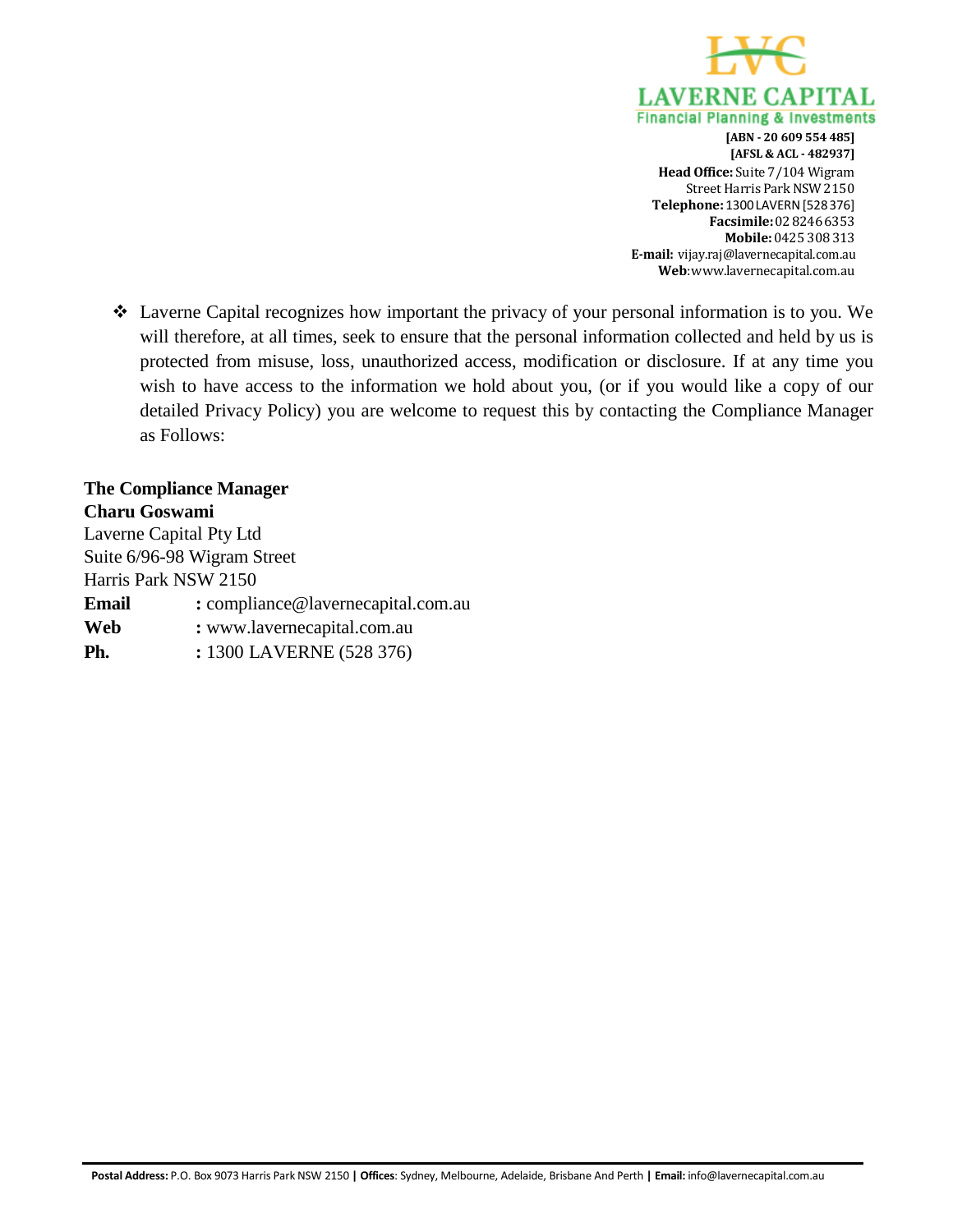**LAVERNE CAPITAL**
**Financial Planning & Investments**

**[ABN - 20 609 554 485]**
**[AFSL & ACL - 482937]**
**Head Office:** Suite 7/104 Wigram Street Harris Park NSW 2150
**Telephone:** 1300 LAVERN [528 376]
**Facsimile:** 02 8246 6353
**Mobile:** 0425 308 313
**E-mail:** vijay.raj@lavernecapital.com.au
**Web**:www.lavernecapital.com.au

- Laverne Capital recognizes how important the privacy of your personal information is to you. We will therefore, at all times, seek to ensure that the personal information collected and held by us is protected from misuse, loss, unauthorized access, modification or disclosure. If at any time you wish to have access to the information we hold about you, (or if you would like a copy of our detailed Privacy Policy) you are welcome to request this by contacting the Compliance Manager as Follows:

**The Compliance Manager**
**Charu Goswami**
Laverne Capital Pty Ltd
Suite 6/96-98 Wigram Street
Harris Park NSW 2150
**Email** **:** compliance@lavernecapital.com.au
**Web** **:** www.lavernecapital.com.au
**Ph.** **:** 1300 LAVERNE (528 376)

**Postal Address:** P.O. Box 9073 Harris Park NSW 2150 **| Offices**: Sydney, Melbourne, Adelaide, Brisbane And Perth **| Email:** info@lavernecapital.com.au